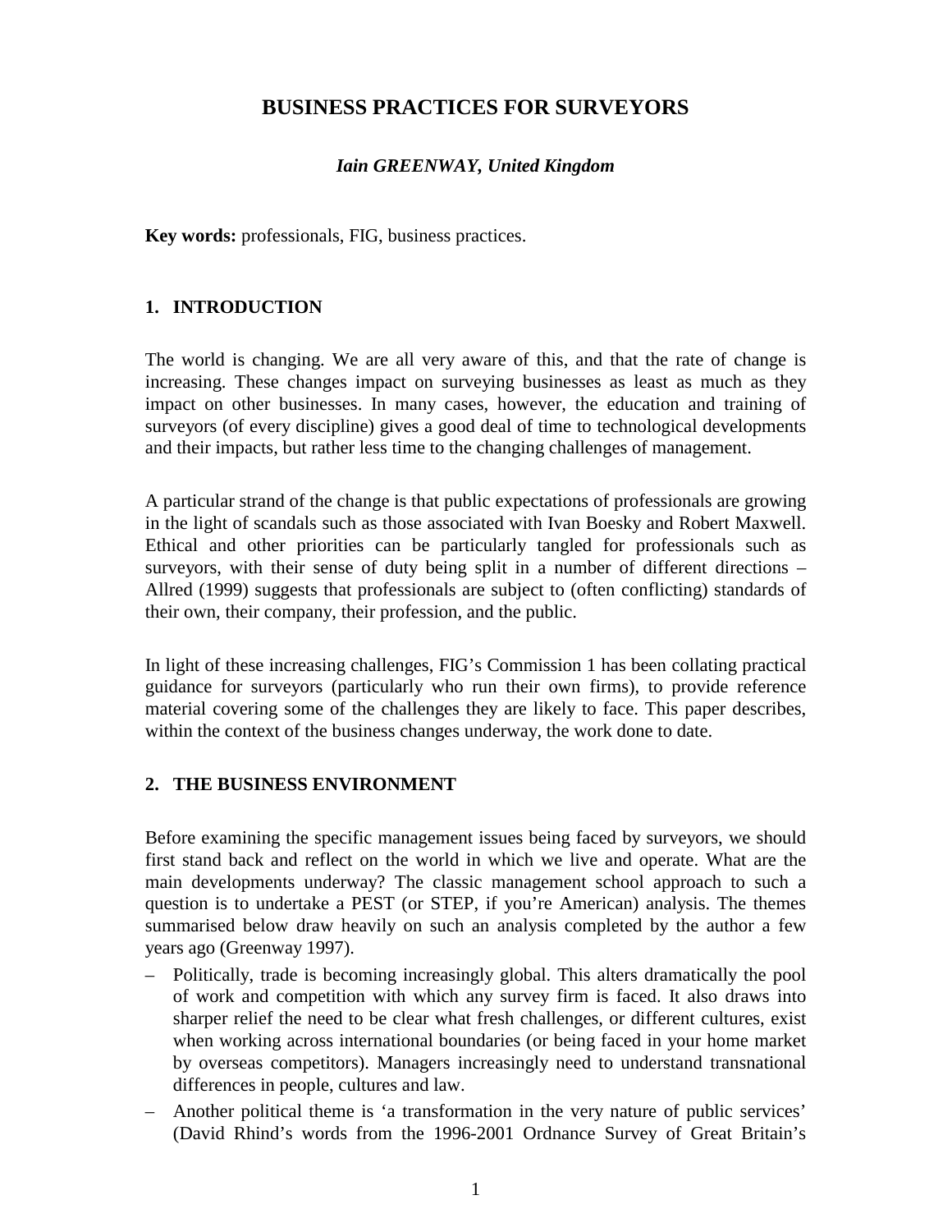# BUSINESS PRACTICES FOR SURVEYORS

***Iain GREENWAY, United Kingdom***

**Key words:** professionals, FIG, business practices.

## 1. INTRODUCTION

The world is changing. We are all very aware of this, and that the rate of change is increasing. These changes impact on surveying businesses as least as much as they impact on other businesses. In many cases, however, the education and training of surveyors (of every discipline) gives a good deal of time to technological developments and their impacts, but rather less time to the changing challenges of management.

A particular strand of the change is that public expectations of professionals are growing in the light of scandals such as those associated with Ivan Boesky and Robert Maxwell. Ethical and other priorities can be particularly tangled for professionals such as surveyors, with their sense of duty being split in a number of different directions – Allred (1999) suggests that professionals are subject to (often conflicting) standards of their own, their company, their profession, and the public.

In light of these increasing challenges, FIG's Commission 1 has been collating practical guidance for surveyors (particularly who run their own firms), to provide reference material covering some of the challenges they are likely to face. This paper describes, within the context of the business changes underway, the work done to date.

## 2. THE BUSINESS ENVIRONMENT

Before examining the specific management issues being faced by surveyors, we should first stand back and reflect on the world in which we live and operate. What are the main developments underway? The classic management school approach to such a question is to undertake a PEST (or STEP, if you're American) analysis. The themes summarised below draw heavily on such an analysis completed by the author a few years ago (Greenway 1997).

- Politically, trade is becoming increasingly global. This alters dramatically the pool of work and competition with which any survey firm is faced. It also draws into sharper relief the need to be clear what fresh challenges, or different cultures, exist when working across international boundaries (or being faced in your home market by overseas competitors). Managers increasingly need to understand transnational differences in people, cultures and law.
- Another political theme is 'a transformation in the very nature of public services' (David Rhind's words from the 1996-2001 Ordnance Survey of Great Britain's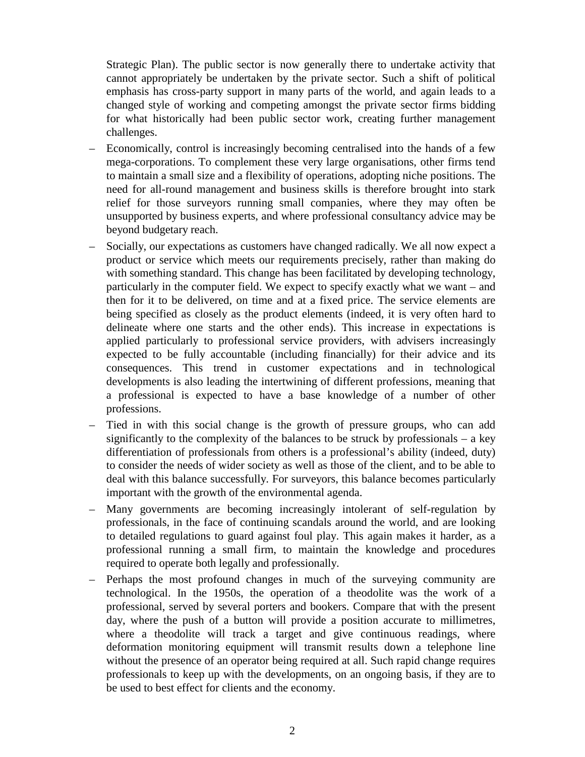Strategic Plan). The public sector is now generally there to undertake activity that cannot appropriately be undertaken by the private sector. Such a shift of political emphasis has cross-party support in many parts of the world, and again leads to a changed style of working and competing amongst the private sector firms bidding for what historically had been public sector work, creating further management challenges.

- Economically, control is increasingly becoming centralised into the hands of a few mega-corporations. To complement these very large organisations, other firms tend to maintain a small size and a flexibility of operations, adopting niche positions. The need for all-round management and business skills is therefore brought into stark relief for those surveyors running small companies, where they may often be unsupported by business experts, and where professional consultancy advice may be beyond budgetary reach.
- Socially, our expectations as customers have changed radically. We all now expect a product or service which meets our requirements precisely, rather than making do with something standard. This change has been facilitated by developing technology, particularly in the computer field. We expect to specify exactly what we want – and then for it to be delivered, on time and at a fixed price. The service elements are being specified as closely as the product elements (indeed, it is very often hard to delineate where one starts and the other ends). This increase in expectations is applied particularly to professional service providers, with advisers increasingly expected to be fully accountable (including financially) for their advice and its consequences. This trend in customer expectations and in technological developments is also leading the intertwining of different professions, meaning that a professional is expected to have a base knowledge of a number of other professions.
- Tied in with this social change is the growth of pressure groups, who can add significantly to the complexity of the balances to be struck by professionals – a key differentiation of professionals from others is a professional's ability (indeed, duty) to consider the needs of wider society as well as those of the client, and to be able to deal with this balance successfully. For surveyors, this balance becomes particularly important with the growth of the environmental agenda.
- Many governments are becoming increasingly intolerant of self-regulation by professionals, in the face of continuing scandals around the world, and are looking to detailed regulations to guard against foul play. This again makes it harder, as a professional running a small firm, to maintain the knowledge and procedures required to operate both legally and professionally.
- Perhaps the most profound changes in much of the surveying community are technological. In the 1950s, the operation of a theodolite was the work of a professional, served by several porters and bookers. Compare that with the present day, where the push of a button will provide a position accurate to millimetres, where a theodolite will track a target and give continuous readings, where deformation monitoring equipment will transmit results down a telephone line without the presence of an operator being required at all. Such rapid change requires professionals to keep up with the developments, on an ongoing basis, if they are to be used to best effect for clients and the economy.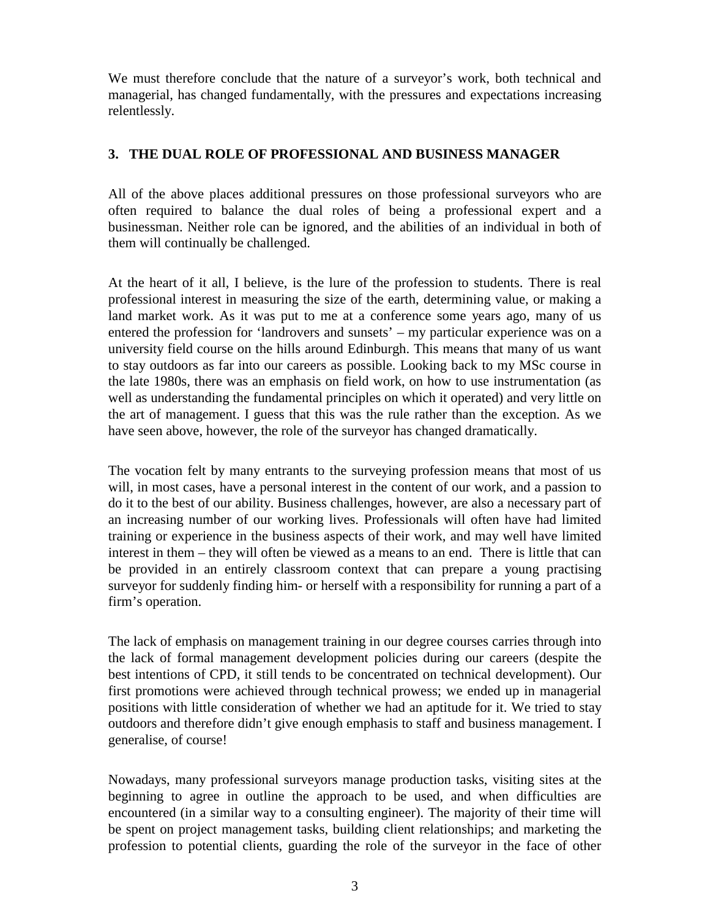We must therefore conclude that the nature of a surveyor's work, both technical and managerial, has changed fundamentally, with the pressures and expectations increasing relentlessly.

## 3. THE DUAL ROLE OF PROFESSIONAL AND BUSINESS MANAGER

All of the above places additional pressures on those professional surveyors who are often required to balance the dual roles of being a professional expert and a businessman. Neither role can be ignored, and the abilities of an individual in both of them will continually be challenged.

At the heart of it all, I believe, is the lure of the profession to students. There is real professional interest in measuring the size of the earth, determining value, or making a land market work. As it was put to me at a conference some years ago, many of us entered the profession for 'landrovers and sunsets' – my particular experience was on a university field course on the hills around Edinburgh. This means that many of us want to stay outdoors as far into our careers as possible. Looking back to my MSc course in the late 1980s, there was an emphasis on field work, on how to use instrumentation (as well as understanding the fundamental principles on which it operated) and very little on the art of management. I guess that this was the rule rather than the exception. As we have seen above, however, the role of the surveyor has changed dramatically.

The vocation felt by many entrants to the surveying profession means that most of us will, in most cases, have a personal interest in the content of our work, and a passion to do it to the best of our ability. Business challenges, however, are also a necessary part of an increasing number of our working lives. Professionals will often have had limited training or experience in the business aspects of their work, and may well have limited interest in them – they will often be viewed as a means to an end. There is little that can be provided in an entirely classroom context that can prepare a young practising surveyor for suddenly finding him- or herself with a responsibility for running a part of a firm's operation.

The lack of emphasis on management training in our degree courses carries through into the lack of formal management development policies during our careers (despite the best intentions of CPD, it still tends to be concentrated on technical development). Our first promotions were achieved through technical prowess; we ended up in managerial positions with little consideration of whether we had an aptitude for it. We tried to stay outdoors and therefore didn't give enough emphasis to staff and business management. I generalise, of course!

Nowadays, many professional surveyors manage production tasks, visiting sites at the beginning to agree in outline the approach to be used, and when difficulties are encountered (in a similar way to a consulting engineer). The majority of their time will be spent on project management tasks, building client relationships; and marketing the profession to potential clients, guarding the role of the surveyor in the face of other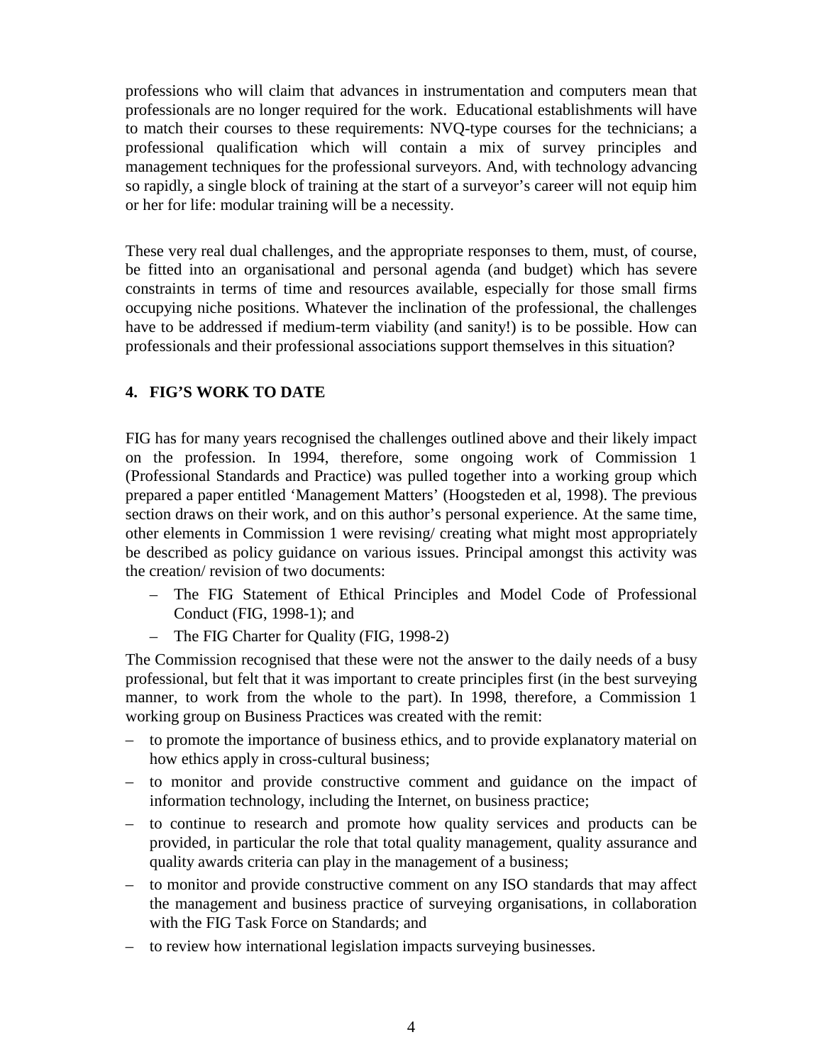professions who will claim that advances in instrumentation and computers mean that professionals are no longer required for the work. Educational establishments will have to match their courses to these requirements: NVQ-type courses for the technicians; a professional qualification which will contain a mix of survey principles and management techniques for the professional surveyors. And, with technology advancing so rapidly, a single block of training at the start of a surveyor's career will not equip him or her for life: modular training will be a necessity.

These very real dual challenges, and the appropriate responses to them, must, of course, be fitted into an organisational and personal agenda (and budget) which has severe constraints in terms of time and resources available, especially for those small firms occupying niche positions. Whatever the inclination of the professional, the challenges have to be addressed if medium-term viability (and sanity!) is to be possible. How can professionals and their professional associations support themselves in this situation?

## 4. FIG'S WORK TO DATE

FIG has for many years recognised the challenges outlined above and their likely impact on the profession. In 1994, therefore, some ongoing work of Commission 1 (Professional Standards and Practice) was pulled together into a working group which prepared a paper entitled 'Management Matters' (Hoogsteden et al, 1998). The previous section draws on their work, and on this author's personal experience. At the same time, other elements in Commission 1 were revising/ creating what might most appropriately be described as policy guidance on various issues. Principal amongst this activity was the creation/ revision of two documents:

- The FIG Statement of Ethical Principles and Model Code of Professional Conduct (FIG, 1998-1); and
- The FIG Charter for Quality (FIG, 1998-2)

The Commission recognised that these were not the answer to the daily needs of a busy professional, but felt that it was important to create principles first (in the best surveying manner, to work from the whole to the part). In 1998, therefore, a Commission 1 working group on Business Practices was created with the remit:

- to promote the importance of business ethics, and to provide explanatory material on how ethics apply in cross-cultural business;
- to monitor and provide constructive comment and guidance on the impact of information technology, including the Internet, on business practice;
- to continue to research and promote how quality services and products can be provided, in particular the role that total quality management, quality assurance and quality awards criteria can play in the management of a business;
- to monitor and provide constructive comment on any ISO standards that may affect the management and business practice of surveying organisations, in collaboration with the FIG Task Force on Standards; and
- to review how international legislation impacts surveying businesses.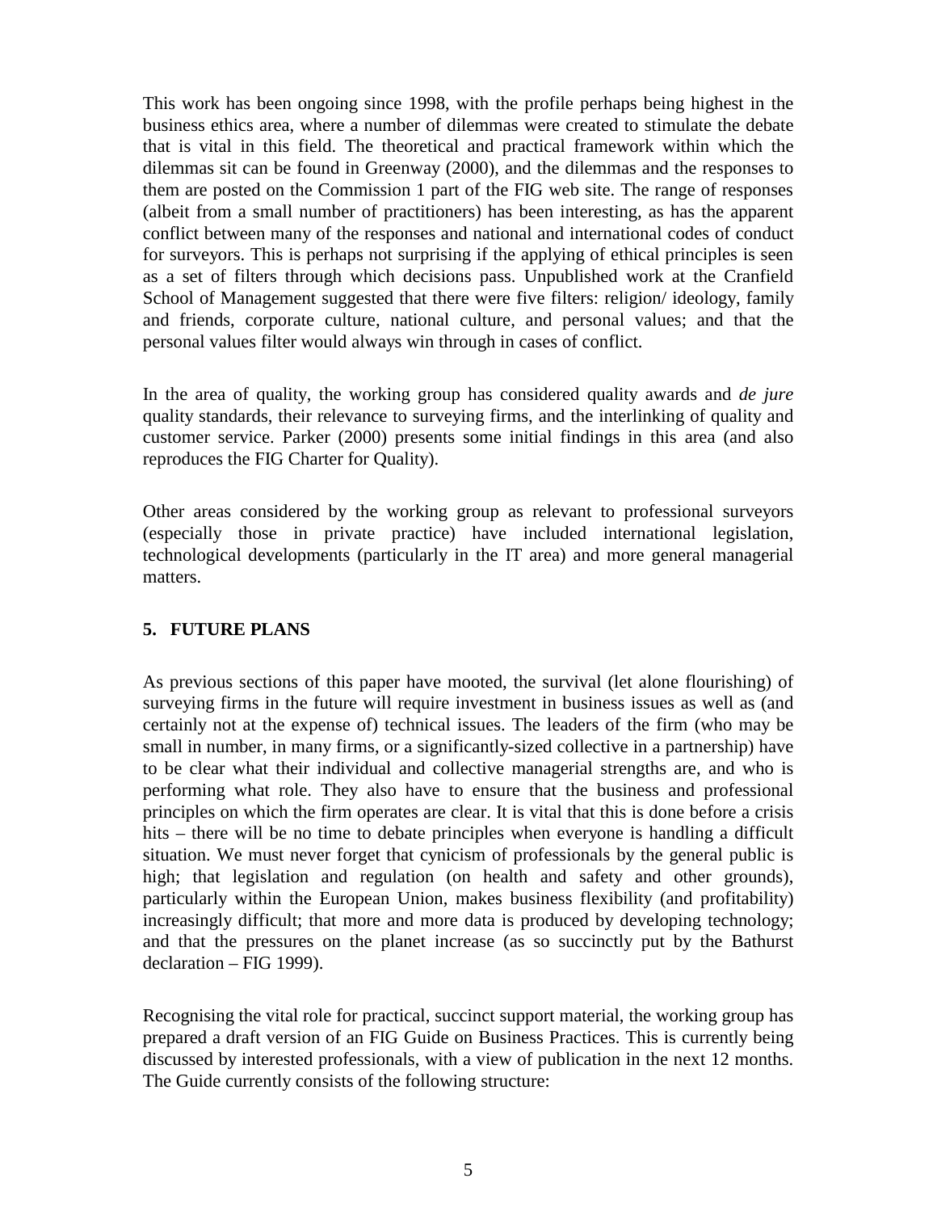This work has been ongoing since 1998, with the profile perhaps being highest in the business ethics area, where a number of dilemmas were created to stimulate the debate that is vital in this field. The theoretical and practical framework within which the dilemmas sit can be found in Greenway (2000), and the dilemmas and the responses to them are posted on the Commission 1 part of the FIG web site. The range of responses (albeit from a small number of practitioners) has been interesting, as has the apparent conflict between many of the responses and national and international codes of conduct for surveyors. This is perhaps not surprising if the applying of ethical principles is seen as a set of filters through which decisions pass. Unpublished work at the Cranfield School of Management suggested that there were five filters: religion/ ideology, family and friends, corporate culture, national culture, and personal values; and that the personal values filter would always win through in cases of conflict.

In the area of quality, the working group has considered quality awards and *de jure* quality standards, their relevance to surveying firms, and the interlinking of quality and customer service. Parker (2000) presents some initial findings in this area (and also reproduces the FIG Charter for Quality).

Other areas considered by the working group as relevant to professional surveyors (especially those in private practice) have included international legislation, technological developments (particularly in the IT area) and more general managerial matters.

## 5. FUTURE PLANS

As previous sections of this paper have mooted, the survival (let alone flourishing) of surveying firms in the future will require investment in business issues as well as (and certainly not at the expense of) technical issues. The leaders of the firm (who may be small in number, in many firms, or a significantly-sized collective in a partnership) have to be clear what their individual and collective managerial strengths are, and who is performing what role. They also have to ensure that the business and professional principles on which the firm operates are clear. It is vital that this is done before a crisis hits – there will be no time to debate principles when everyone is handling a difficult situation. We must never forget that cynicism of professionals by the general public is high; that legislation and regulation (on health and safety and other grounds), particularly within the European Union, makes business flexibility (and profitability) increasingly difficult; that more and more data is produced by developing technology; and that the pressures on the planet increase (as so succinctly put by the Bathurst declaration – FIG 1999).

Recognising the vital role for practical, succinct support material, the working group has prepared a draft version of an FIG Guide on Business Practices. This is currently being discussed by interested professionals, with a view of publication in the next 12 months. The Guide currently consists of the following structure: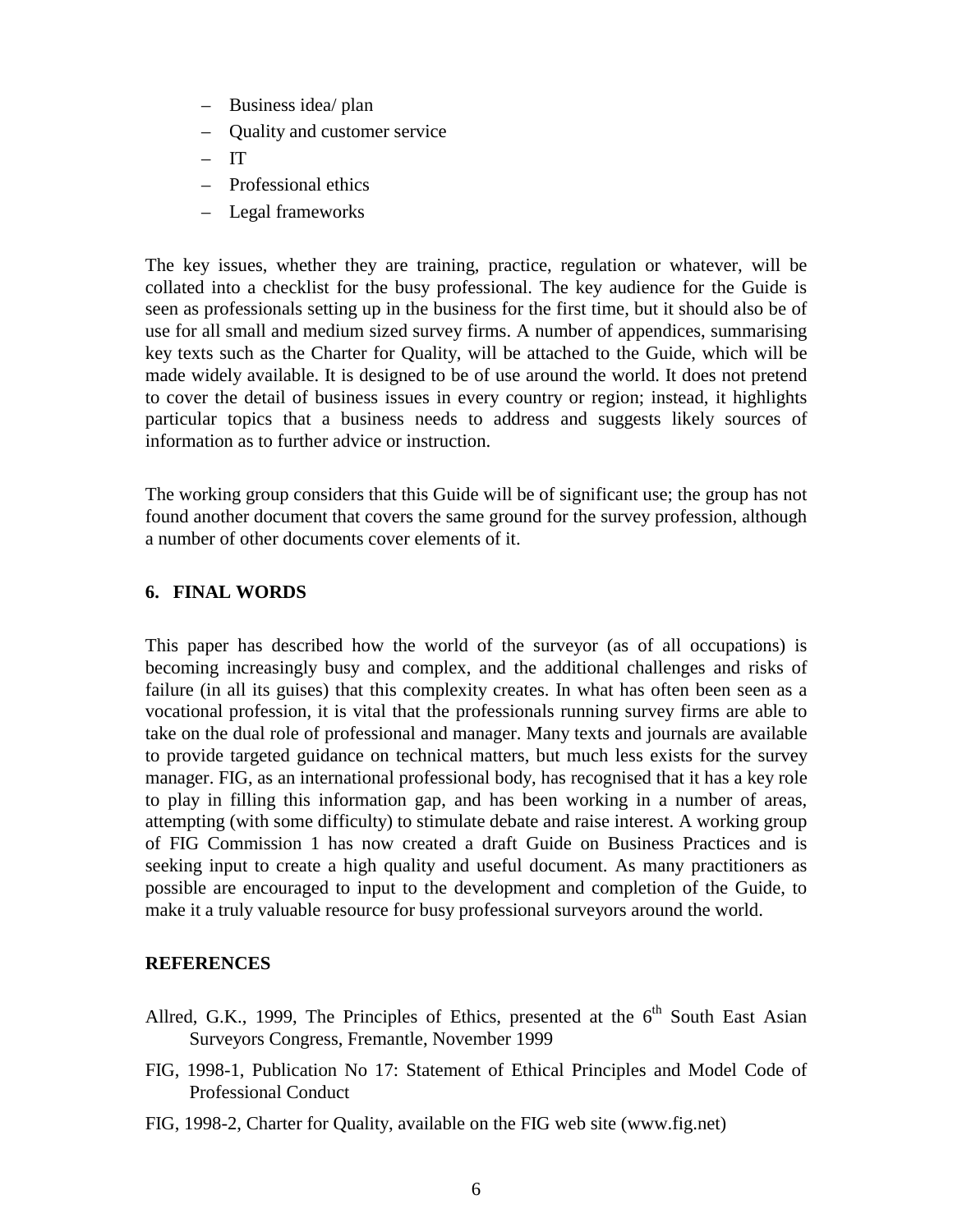- Business idea/ plan
- Quality and customer service
- IT
- Professional ethics
- Legal frameworks

The key issues, whether they are training, practice, regulation or whatever, will be collated into a checklist for the busy professional. The key audience for the Guide is seen as professionals setting up in the business for the first time, but it should also be of use for all small and medium sized survey firms. A number of appendices, summarising key texts such as the Charter for Quality, will be attached to the Guide, which will be made widely available. It is designed to be of use around the world. It does not pretend to cover the detail of business issues in every country or region; instead, it highlights particular topics that a business needs to address and suggests likely sources of information as to further advice or instruction.

The working group considers that this Guide will be of significant use; the group has not found another document that covers the same ground for the survey profession, although a number of other documents cover elements of it.

## 6. FINAL WORDS

This paper has described how the world of the surveyor (as of all occupations) is becoming increasingly busy and complex, and the additional challenges and risks of failure (in all its guises) that this complexity creates. In what has often been seen as a vocational profession, it is vital that the professionals running survey firms are able to take on the dual role of professional and manager. Many texts and journals are available to provide targeted guidance on technical matters, but much less exists for the survey manager. FIG, as an international professional body, has recognised that it has a key role to play in filling this information gap, and has been working in a number of areas, attempting (with some difficulty) to stimulate debate and raise interest. A working group of FIG Commission 1 has now created a draft Guide on Business Practices and is seeking input to create a high quality and useful document. As many practitioners as possible are encouraged to input to the development and completion of the Guide, to make it a truly valuable resource for busy professional surveyors around the world.

## REFERENCES

Allred, G.K., 1999, The Principles of Ethics, presented at the 6th South East Asian Surveyors Congress, Fremantle, November 1999

FIG, 1998-1, Publication No 17: Statement of Ethical Principles and Model Code of Professional Conduct

FIG, 1998-2, Charter for Quality, available on the FIG web site (www.fig.net)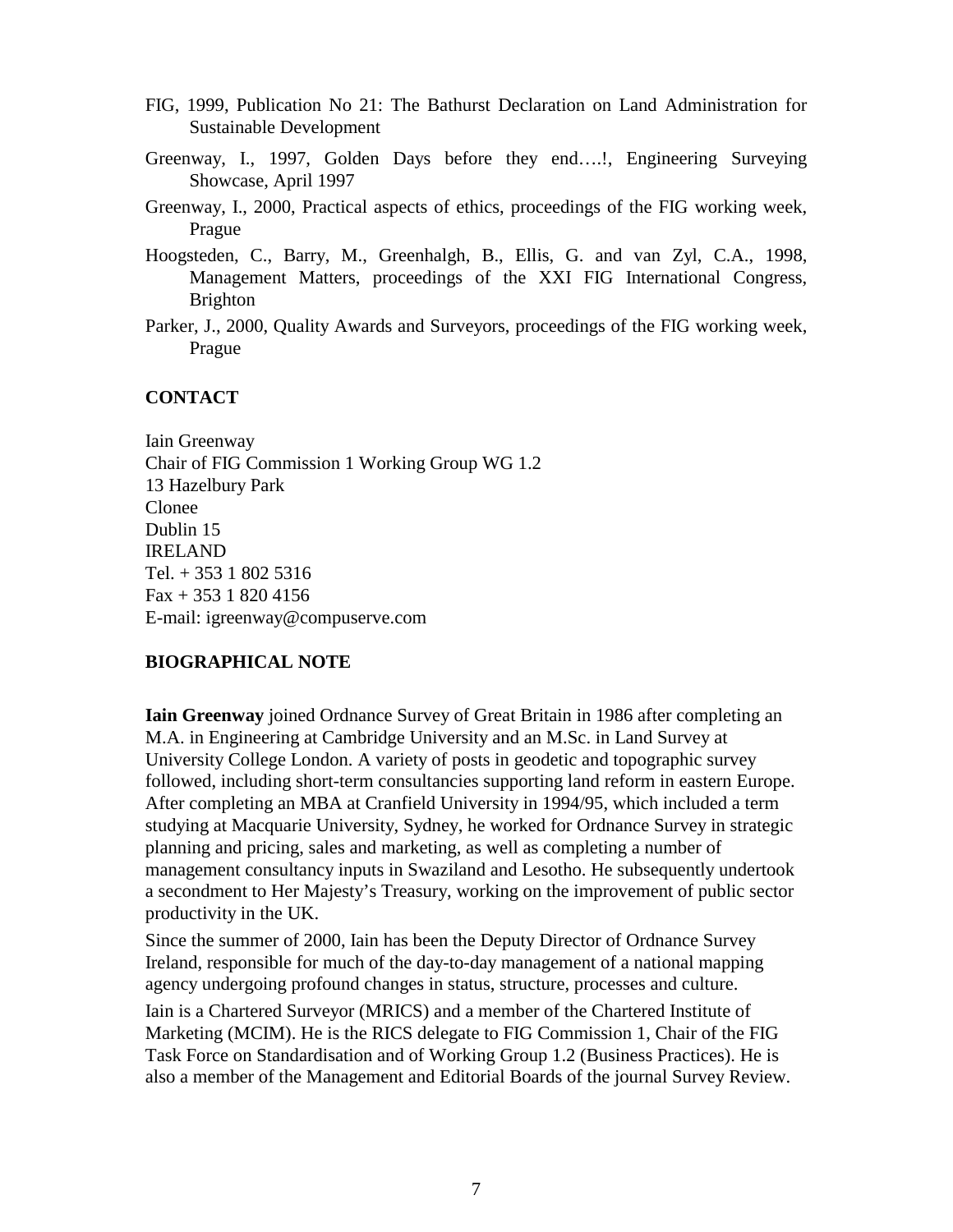FIG, 1999, Publication No 21: The Bathurst Declaration on Land Administration for Sustainable Development

Greenway, I., 1997, Golden Days before they end….!, Engineering Surveying Showcase, April 1997

Greenway, I., 2000, Practical aspects of ethics, proceedings of the FIG working week, Prague

Hoogsteden, C., Barry, M., Greenhalgh, B., Ellis, G. and van Zyl, C.A., 1998, Management Matters, proceedings of the XXI FIG International Congress, Brighton

Parker, J., 2000, Quality Awards and Surveyors, proceedings of the FIG working week, Prague

## CONTACT

Iain Greenway
Chair of FIG Commission 1 Working Group WG 1.2
13 Hazelbury Park
Clonee
Dublin 15
IRELAND
Tel. + 353 1 802 5316
Fax + 353 1 820 4156
E-mail: igreenway@compuserve.com

## BIOGRAPHICAL NOTE

**Iain Greenway** joined Ordnance Survey of Great Britain in 1986 after completing an M.A. in Engineering at Cambridge University and an M.Sc. in Land Survey at University College London. A variety of posts in geodetic and topographic survey followed, including short-term consultancies supporting land reform in eastern Europe. After completing an MBA at Cranfield University in 1994/95, which included a term studying at Macquarie University, Sydney, he worked for Ordnance Survey in strategic planning and pricing, sales and marketing, as well as completing a number of management consultancy inputs in Swaziland and Lesotho. He subsequently undertook a secondment to Her Majesty's Treasury, working on the improvement of public sector productivity in the UK.

Since the summer of 2000, Iain has been the Deputy Director of Ordnance Survey Ireland, responsible for much of the day-to-day management of a national mapping agency undergoing profound changes in status, structure, processes and culture.

Iain is a Chartered Surveyor (MRICS) and a member of the Chartered Institute of Marketing (MCIM). He is the RICS delegate to FIG Commission 1, Chair of the FIG Task Force on Standardisation and of Working Group 1.2 (Business Practices). He is also a member of the Management and Editorial Boards of the journal Survey Review.